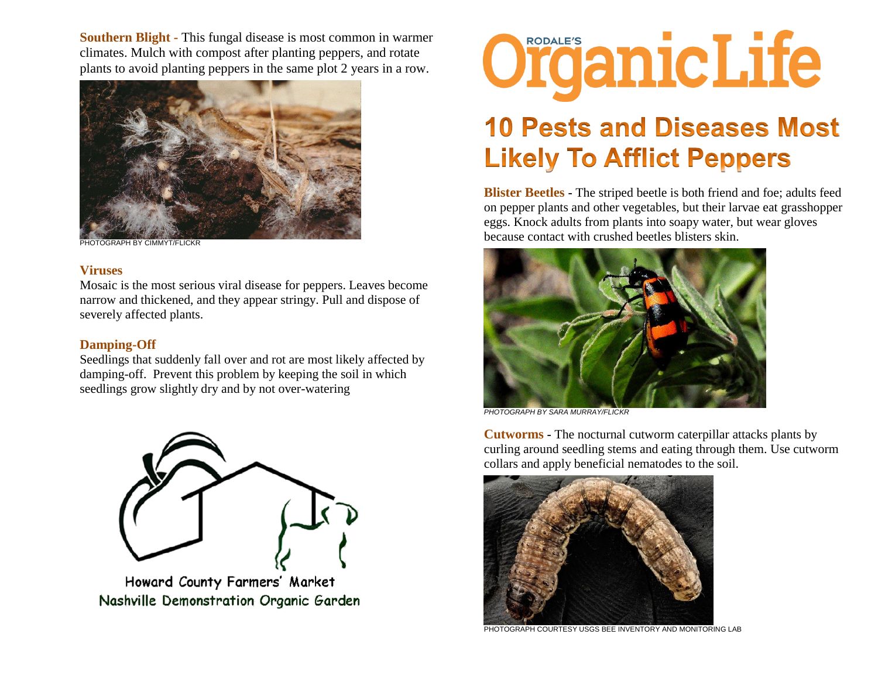**Southern Blight -** This fungal disease is most common in warmer climates. Mulch with compost after planting peppers, and rotate plants to avoid planting peppers in the same plot 2 years in a row.

PHOTOGRAPH BY CIMMYT/FLICKR

### Viruses

Mosaic is the most serious viral disease for peppers. Leaves become narrow and thickened, and they appear stringy. Pull and dispose of severely affected plants.

### Damping-Off

Seedlings that suddenly fall over and rot are most likely affected by damping-off. Prevent this problem by keeping the soil in which seedlings grow slightly dry and by not over-watering

Howard County Farmers' Market
Nashville Demonstration Organic Garden

RODALE'S OrganicLife

# 10 Pests and Diseases Most Likely To Afflict Peppers

**Blister Beetles** - The striped beetle is both friend and foe; adults feed on pepper plants and other vegetables, but their larvae eat grasshopper eggs. Knock adults from plants into soapy water, but wear gloves because contact with crushed beetles blisters skin.

*PHOTOGRAPH BY SARA MURRAY/FLICKR*

**Cutworms** - The nocturnal cutworm caterpillar attacks plants by curling around seedling stems and eating through them. Use cutworm collars and apply beneficial nematodes to the soil.

PHOTOGRAPH COURTESY USGS BEE INVENTORY AND MONITORING LAB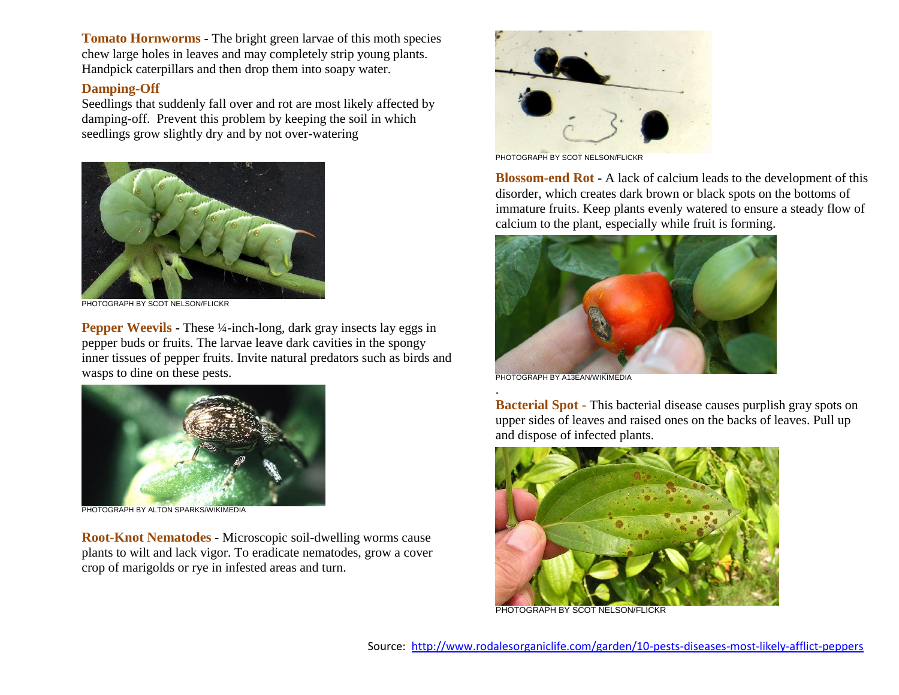**Tomato Hornworms** - The bright green larvae of this moth species chew large holes in leaves and may completely strip young plants. Handpick caterpillars and then drop them into soapy water.

**Damping-Off**

Seedlings that suddenly fall over and rot are most likely affected by damping-off. Prevent this problem by keeping the soil in which seedlings grow slightly dry and by not over-watering

PHOTOGRAPH BY SCOT NELSON/FLICKR

**Pepper Weevils** - These ¼-inch-long, dark gray insects lay eggs in pepper buds or fruits. The larvae leave dark cavities in the spongy inner tissues of pepper fruits. Invite natural predators such as birds and wasps to dine on these pests.

PHOTOGRAPH BY ALTON SPARKS/WIKIMEDIA

**Root-Knot Nematodes** - Microscopic soil-dwelling worms cause plants to wilt and lack vigor. To eradicate nematodes, grow a cover crop of marigolds or rye in infested areas and turn.

PHOTOGRAPH BY SCOT NELSON/FLICKR

**Blossom-end Rot** - A lack of calcium leads to the development of this disorder, which creates dark brown or black spots on the bottoms of immature fruits. Keep plants evenly watered to ensure a steady flow of calcium to the plant, especially while fruit is forming.

PHOTOGRAPH BY A13EAN/WIKIMEDIA

**Bacterial Spot** - This bacterial disease causes purplish gray spots on upper sides of leaves and raised ones on the backs of leaves. Pull up and dispose of infected plants.

PHOTOGRAPH BY SCOT NELSON/FLICKR

Source: [http://www.rodalesorganiclife.com/garden/10-pests-diseases-most-likely-afflict-peppers](http://www.rodalesorganiclife.com/garden/10-pests-diseases-most-likely-afflict-peppers)